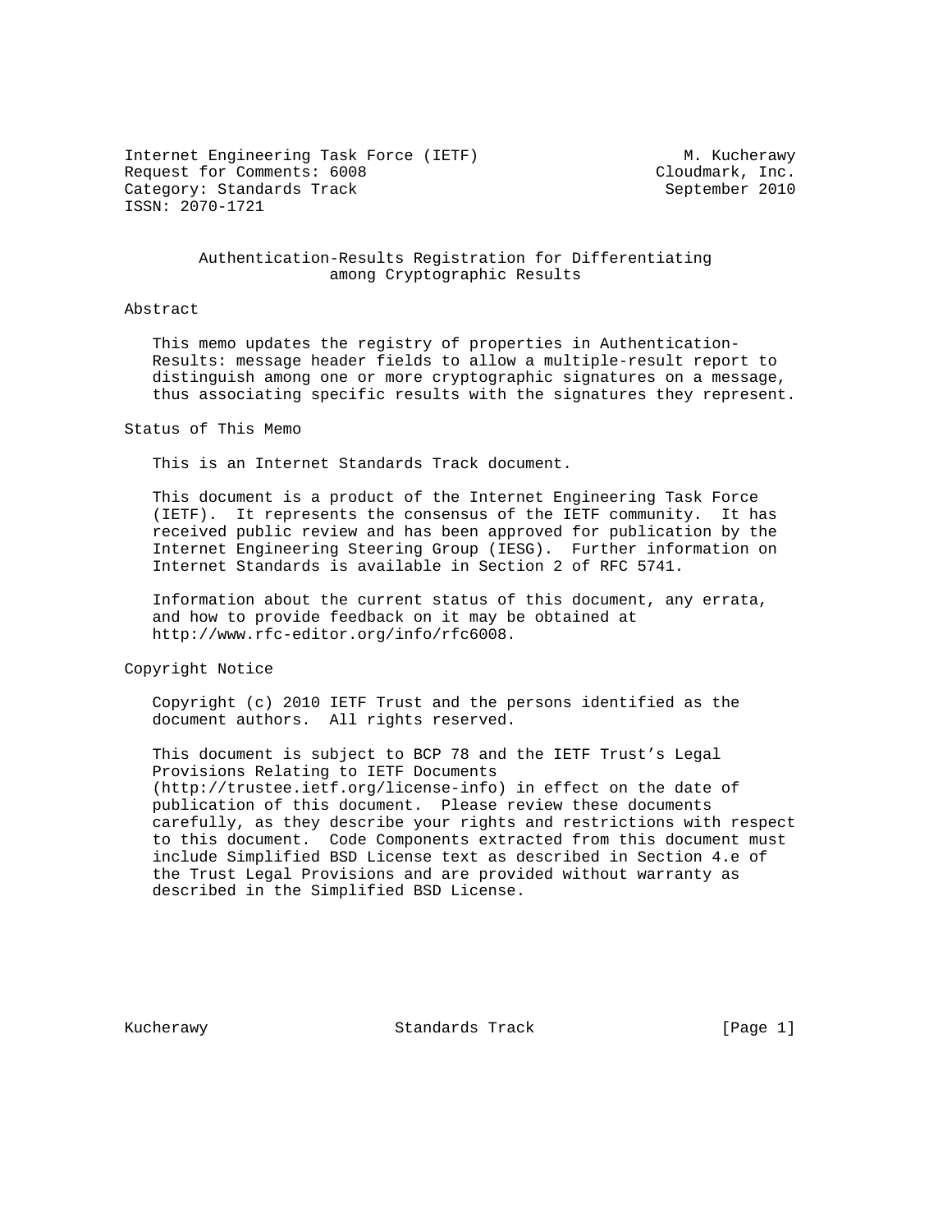Internet Engineering Task Force (IETF) M. Kucherawy
Request for Comments: 6008 Cloudmark, Inc.
Category: Standards Track September 2010
ISSN: 2070-1721

# Authentication-Results Registration for Differentiating among Cryptographic Results

## Abstract

This memo updates the registry of properties in Authentication-Results: message header fields to allow a multiple-result report to distinguish among one or more cryptographic signatures on a message, thus associating specific results with the signatures they represent.

## Status of This Memo

This is an Internet Standards Track document.

This document is a product of the Internet Engineering Task Force (IETF). It represents the consensus of the IETF community. It has received public review and has been approved for publication by the Internet Engineering Steering Group (IESG). Further information on Internet Standards is available in Section 2 of RFC 5741.

Information about the current status of this document, any errata, and how to provide feedback on it may be obtained at http://www.rfc-editor.org/info/rfc6008.

## Copyright Notice

Copyright (c) 2010 IETF Trust and the persons identified as the document authors. All rights reserved.

This document is subject to BCP 78 and the IETF Trust's Legal Provisions Relating to IETF Documents (http://trustee.ietf.org/license-info) in effect on the date of publication of this document. Please review these documents carefully, as they describe your rights and restrictions with respect to this document. Code Components extracted from this document must include Simplified BSD License text as described in Section 4.e of the Trust Legal Provisions and are provided without warranty as described in the Simplified BSD License.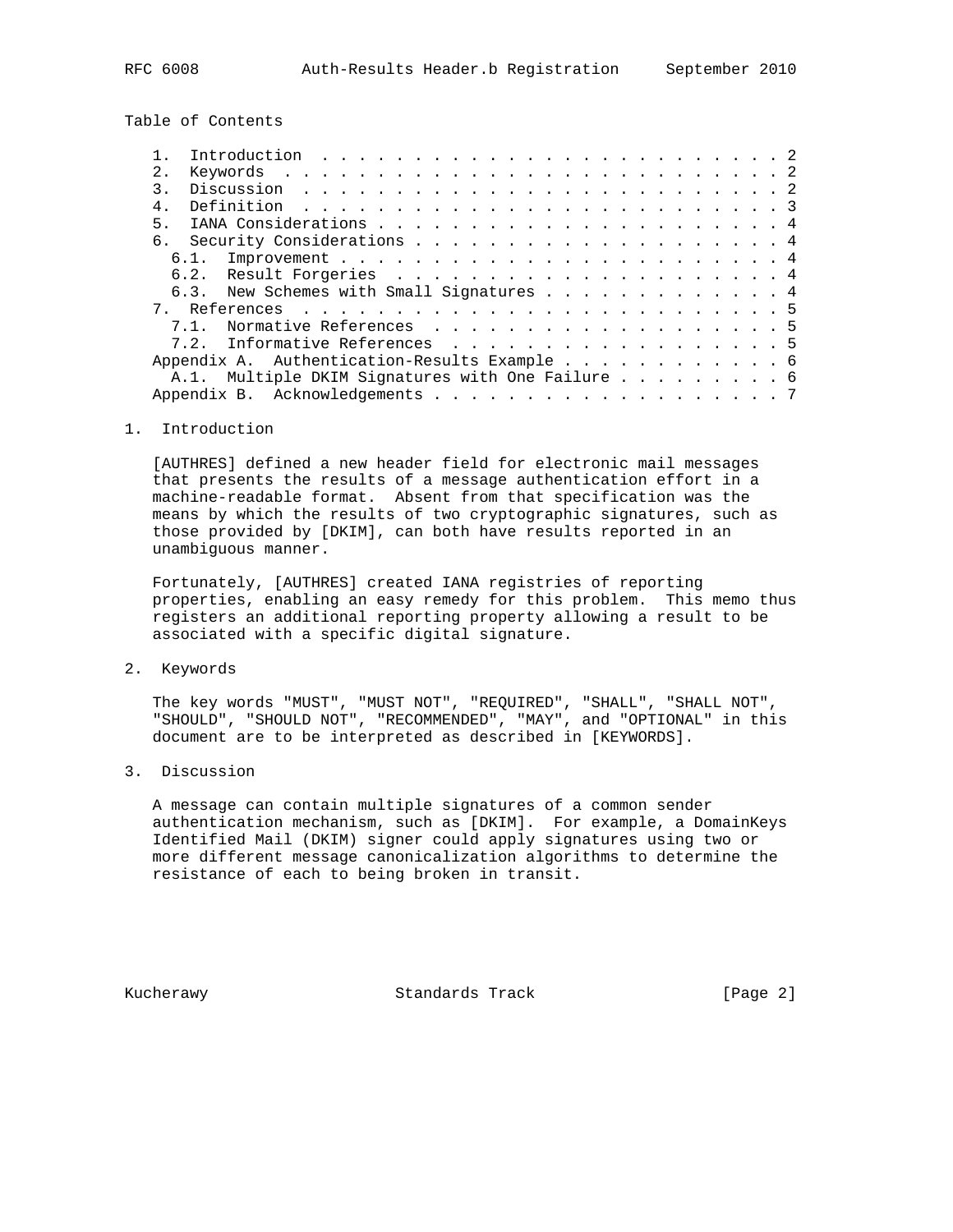Table of Contents

1. Introduction . . . . . . . . . . . . . . . . . . . . . . . . . 2
2. Keywords . . . . . . . . . . . . . . . . . . . . . . . . . . . 2
3. Discussion . . . . . . . . . . . . . . . . . . . . . . . . . . 2
4. Definition . . . . . . . . . . . . . . . . . . . . . . . . . . 3
5. IANA Considerations . . . . . . . . . . . . . . . . . . . . . . 4
6. Security Considerations . . . . . . . . . . . . . . . . . . . . 4
   6.1. Improvement . . . . . . . . . . . . . . . . . . . . . . . 4
   6.2. Result Forgeries . . . . . . . . . . . . . . . . . . . . . 4
   6.3. New Schemes with Small Signatures . . . . . . . . . . . . 4
7. References . . . . . . . . . . . . . . . . . . . . . . . . . . 5
   7.1. Normative References . . . . . . . . . . . . . . . . . . . 5
   7.2. Informative References . . . . . . . . . . . . . . . . . . 5
Appendix A. Authentication-Results Example . . . . . . . . . . . . 6
   A.1. Multiple DKIM Signatures with One Failure . . . . . . . . . 6
Appendix B. Acknowledgements . . . . . . . . . . . . . . . . . . . 7

## 1. Introduction

[AUTHRES] defined a new header field for electronic mail messages that presents the results of a message authentication effort in a machine-readable format. Absent from that specification was the means by which the results of two cryptographic signatures, such as those provided by [DKIM], can both have results reported in an unambiguous manner.

Fortunately, [AUTHRES] created IANA registries of reporting properties, enabling an easy remedy for this problem. This memo thus registers an additional reporting property allowing a result to be associated with a specific digital signature.

## 2. Keywords

The key words "MUST", "MUST NOT", "REQUIRED", "SHALL", "SHALL NOT", "SHOULD", "SHOULD NOT", "RECOMMENDED", "MAY", and "OPTIONAL" in this document are to be interpreted as described in [KEYWORDS].

## 3. Discussion

A message can contain multiple signatures of a common sender authentication mechanism, such as [DKIM]. For example, a DomainKeys Identified Mail (DKIM) signer could apply signatures using two or more different message canonicalization algorithms to determine the resistance of each to being broken in transit.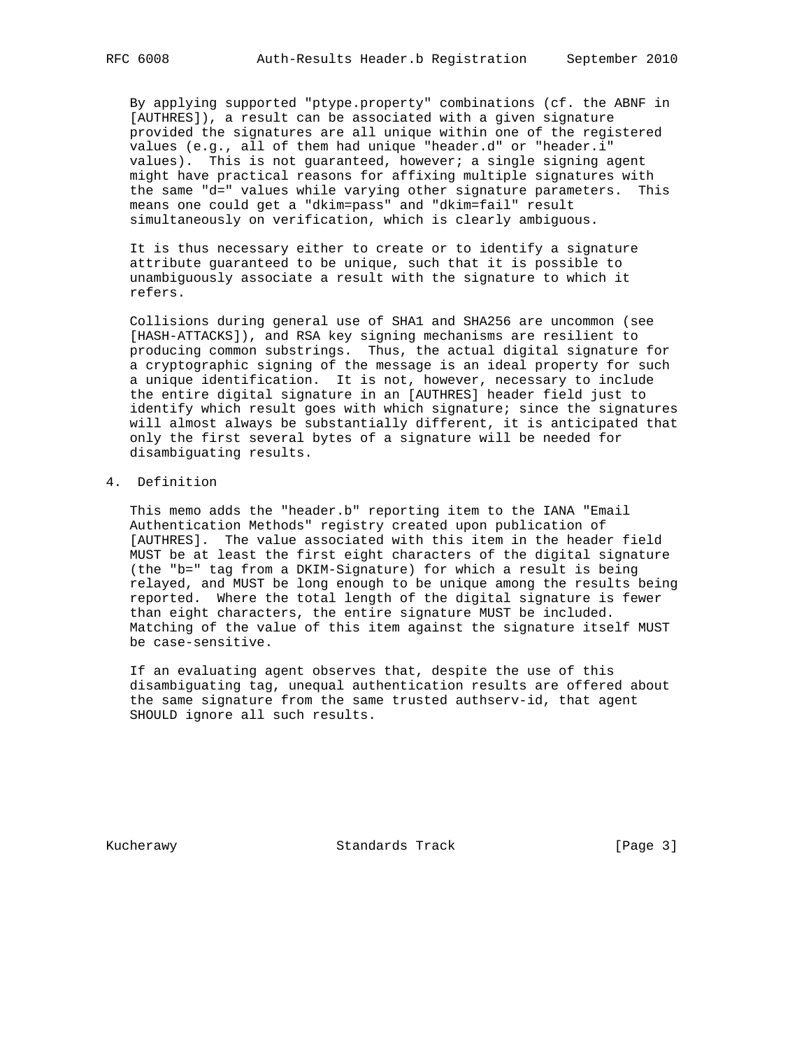By applying supported "ptype.property" combinations (cf. the ABNF in [AUTHRES]), a result can be associated with a given signature provided the signatures are all unique within one of the registered values (e.g., all of them had unique "header.d" or "header.i" values). This is not guaranteed, however; a single signing agent might have practical reasons for affixing multiple signatures with the same "d=" values while varying other signature parameters. This means one could get a "dkim=pass" and "dkim=fail" result simultaneously on verification, which is clearly ambiguous.

It is thus necessary either to create or to identify a signature attribute guaranteed to be unique, such that it is possible to unambiguously associate a result with the signature to which it refers.

Collisions during general use of SHA1 and SHA256 are uncommon (see [HASH-ATTACKS]), and RSA key signing mechanisms are resilient to producing common substrings. Thus, the actual digital signature for a cryptographic signing of the message is an ideal property for such a unique identification. It is not, however, necessary to include the entire digital signature in an [AUTHRES] header field just to identify which result goes with which signature; since the signatures will almost always be substantially different, it is anticipated that only the first several bytes of a signature will be needed for disambiguating results.

## 4. Definition

This memo adds the "header.b" reporting item to the IANA "Email Authentication Methods" registry created upon publication of [AUTHRES]. The value associated with this item in the header field MUST be at least the first eight characters of the digital signature (the "b=" tag from a DKIM-Signature) for which a result is being relayed, and MUST be long enough to be unique among the results being reported. Where the total length of the digital signature is fewer than eight characters, the entire signature MUST be included. Matching of the value of this item against the signature itself MUST be case-sensitive.

If an evaluating agent observes that, despite the use of this disambiguating tag, unequal authentication results are offered about the same signature from the same trusted authserv-id, that agent SHOULD ignore all such results.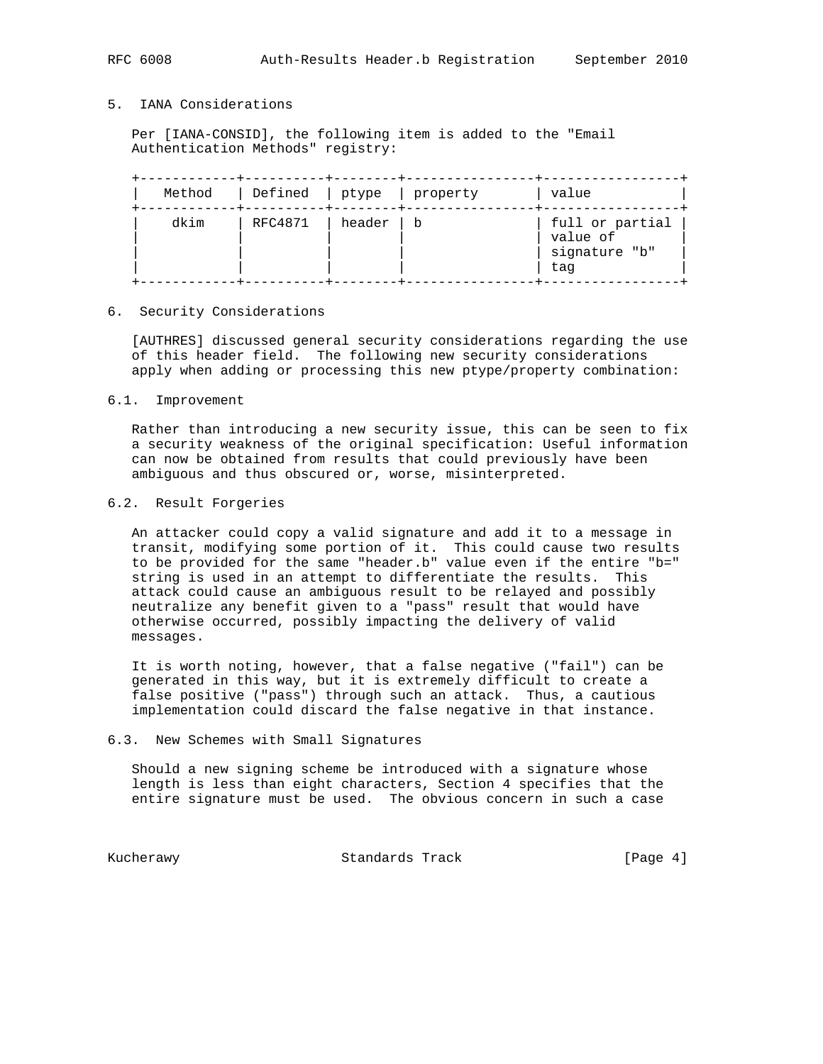## 5. IANA Considerations

Per [IANA-CONSID], the following item is added to the "Email Authentication Methods" registry:

| Method | Defined | ptype | property | value |
|---|---|---|---|---|
| dkim | RFC4871 | header | b | full or partial value of signature "b" tag |

## 6. Security Considerations

[AUTHRES] discussed general security considerations regarding the use of this header field. The following new security considerations apply when adding or processing this new ptype/property combination:

### 6.1. Improvement

Rather than introducing a new security issue, this can be seen to fix a security weakness of the original specification: Useful information can now be obtained from results that could previously have been ambiguous and thus obscured or, worse, misinterpreted.

### 6.2. Result Forgeries

An attacker could copy a valid signature and add it to a message in transit, modifying some portion of it. This could cause two results to be provided for the same "header.b" value even if the entire "b=" string is used in an attempt to differentiate the results. This attack could cause an ambiguous result to be relayed and possibly neutralize any benefit given to a "pass" result that would have otherwise occurred, possibly impacting the delivery of valid messages.

It is worth noting, however, that a false negative ("fail") can be generated in this way, but it is extremely difficult to create a false positive ("pass") through such an attack. Thus, a cautious implementation could discard the false negative in that instance.

### 6.3. New Schemes with Small Signatures

Should a new signing scheme be introduced with a signature whose length is less than eight characters, Section 4 specifies that the entire signature must be used. The obvious concern in such a case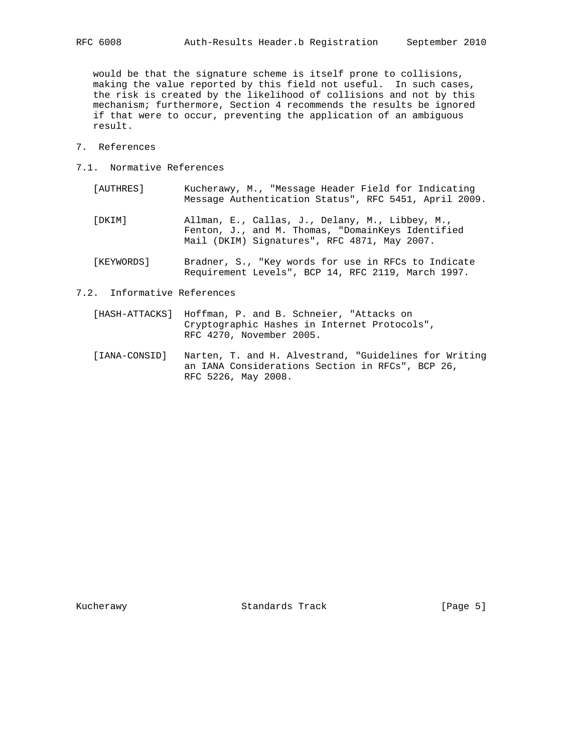would be that the signature scheme is itself prone to collisions, making the value reported by this field not useful. In such cases, the risk is created by the likelihood of collisions and not by this mechanism; furthermore, Section 4 recommends the results be ignored if that were to occur, preventing the application of an ambiguous result.

# 7. References

## 7.1. Normative References

[AUTHRES] Kucherawy, M., "Message Header Field for Indicating Message Authentication Status", RFC 5451, April 2009.

[DKIM] Allman, E., Callas, J., Delany, M., Libbey, M., Fenton, J., and M. Thomas, "DomainKeys Identified Mail (DKIM) Signatures", RFC 4871, May 2007.

[KEYWORDS] Bradner, S., "Key words for use in RFCs to Indicate Requirement Levels", BCP 14, RFC 2119, March 1997.

## 7.2. Informative References

[HASH-ATTACKS] Hoffman, P. and B. Schneier, "Attacks on Cryptographic Hashes in Internet Protocols", RFC 4270, November 2005.

[IANA-CONSID] Narten, T. and H. Alvestrand, "Guidelines for Writing an IANA Considerations Section in RFCs", BCP 26, RFC 5226, May 2008.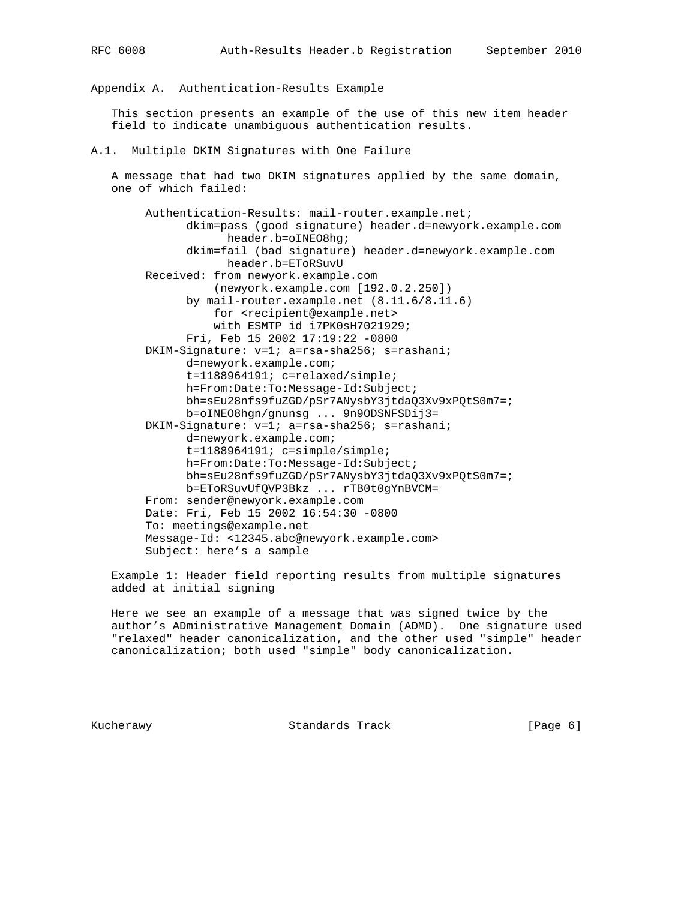## Appendix A. Authentication-Results Example

This section presents an example of the use of this new item header field to indicate unambiguous authentication results.

### A.1. Multiple DKIM Signatures with One Failure

A message that had two DKIM signatures applied by the same domain, one of which failed:

```
     Authentication-Results: mail-router.example.net;
           dkim=pass (good signature) header.d=newyork.example.com
                 header.b=oINEO8hg;
           dkim=fail (bad signature) header.d=newyork.example.com
                 header.b=EToRSuvU
     Received: from newyork.example.com
               (newyork.example.com [192.0.2.250])
           by mail-router.example.net (8.11.6/8.11.6)
               for <recipient@example.net>
               with ESMTP id i7PK0sH7021929;
           Fri, Feb 15 2002 17:19:22 -0800
     DKIM-Signature: v=1; a=rsa-sha256; s=rashani;
           d=newyork.example.com;
           t=1188964191; c=relaxed/simple;
           h=From:Date:To:Message-Id:Subject;
           bh=sEu28nfs9fuZGD/pSr7ANysbY3jtdaQ3Xv9xPQtS0m7=;
           b=oINEO8hgn/gnunsg ... 9n9ODSNFSDij3=
     DKIM-Signature: v=1; a=rsa-sha256; s=rashani;
           d=newyork.example.com;
           t=1188964191; c=simple/simple;
           h=From:Date:To:Message-Id:Subject;
           bh=sEu28nfs9fuZGD/pSr7ANysbY3jtdaQ3Xv9xPQtS0m7=;
           b=EToRSuvUfQVP3Bkz ... rTB0t0gYnBVCM=
     From: sender@newyork.example.com
     Date: Fri, Feb 15 2002 16:54:30 -0800
     To: meetings@example.net
     Message-Id: <12345.abc@newyork.example.com>
     Subject: here's a sample
```

Example 1: Header field reporting results from multiple signatures added at initial signing

Here we see an example of a message that was signed twice by the author's ADministrative Management Domain (ADMD). One signature used "relaxed" header canonicalization, and the other used "simple" header canonicalization; both used "simple" body canonicalization.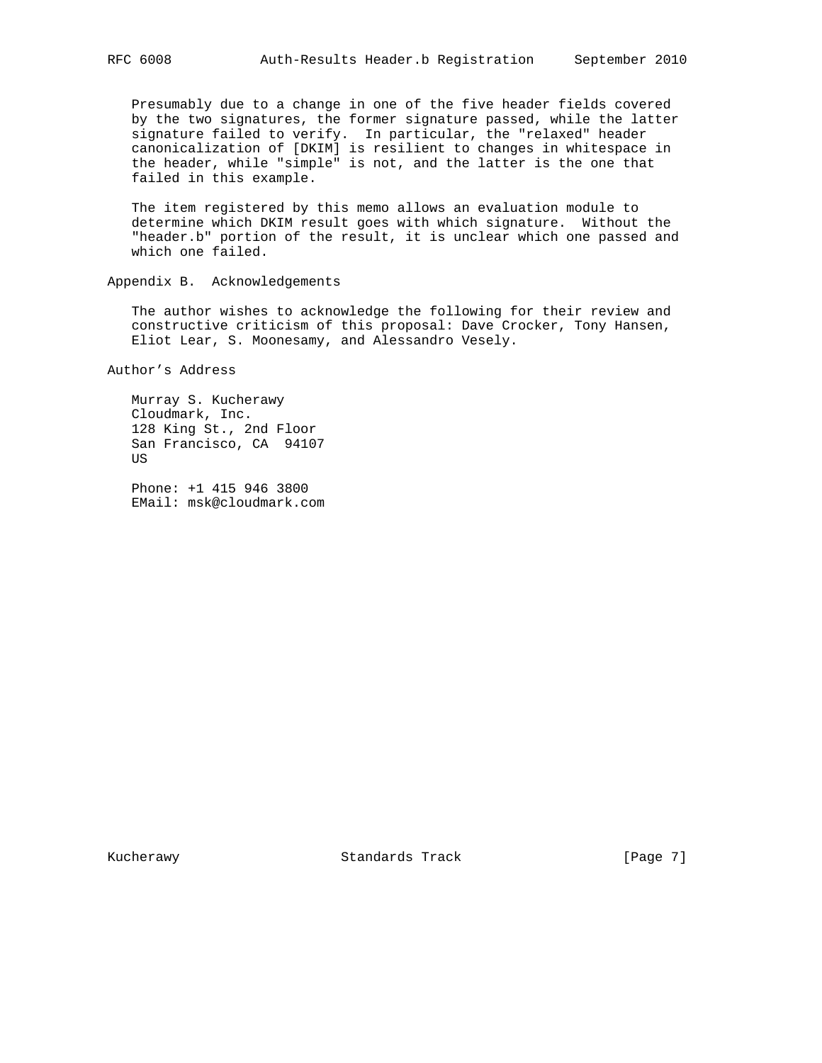Presumably due to a change in one of the five header fields covered by the two signatures, the former signature passed, while the latter signature failed to verify. In particular, the "relaxed" header canonicalization of [DKIM] is resilient to changes in whitespace in the header, while "simple" is not, and the latter is the one that failed in this example.

The item registered by this memo allows an evaluation module to determine which DKIM result goes with which signature. Without the "header.b" portion of the result, it is unclear which one passed and which one failed.

## Appendix B. Acknowledgements

The author wishes to acknowledge the following for their review and constructive criticism of this proposal: Dave Crocker, Tony Hansen, Eliot Lear, S. Moonesamy, and Alessandro Vesely.

## Author's Address

Murray S. Kucherawy
Cloudmark, Inc.
128 King St., 2nd Floor
San Francisco, CA 94107
US

Phone: +1 415 946 3800
EMail: msk@cloudmark.com